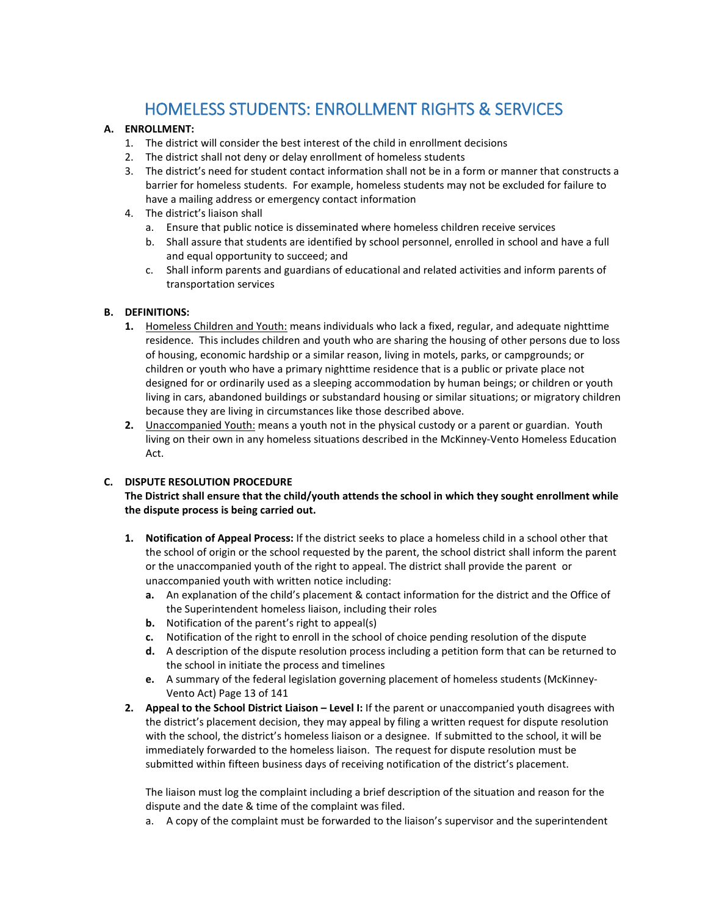# HOMELESS STUDENTS: ENROLLMENT RIGHTS & SERVICES

**A. ENROLLMENT:**

1. The district will consider the best interest of the child in enrollment decisions
2. The district shall not deny or delay enrollment of homeless students
3. The district's need for student contact information shall not be in a form or manner that constructs a barrier for homeless students. For example, homeless students may not be excluded for failure to have a mailing address or emergency contact information
4. The district's liaison shall
   a. Ensure that public notice is disseminated where homeless children receive services
   b. Shall assure that students are identified by school personnel, enrolled in school and have a full and equal opportunity to succeed; and
   c. Shall inform parents and guardians of educational and related activities and inform parents of transportation services

**B. DEFINITIONS:**

1. Homeless Children and Youth: means individuals who lack a fixed, regular, and adequate nighttime residence. This includes children and youth who are sharing the housing of other persons due to loss of housing, economic hardship or a similar reason, living in motels, parks, or campgrounds; or children or youth who have a primary nighttime residence that is a public or private place not designed for or ordinarily used as a sleeping accommodation by human beings; or children or youth living in cars, abandoned buildings or substandard housing or similar situations; or migratory children because they are living in circumstances like those described above.
2. Unaccompanied Youth: means a youth not in the physical custody or a parent or guardian. Youth living on their own in any homeless situations described in the McKinney-Vento Homeless Education Act.

**C. DISPUTE RESOLUTION PROCEDURE**

**The District shall ensure that the child/youth attends the school in which they sought enrollment while the dispute process is being carried out.**

1. **Notification of Appeal Process:** If the district seeks to place a homeless child in a school other that the school of origin or the school requested by the parent, the school district shall inform the parent or the unaccompanied youth of the right to appeal. The district shall provide the parent or unaccompanied youth with written notice including:
   **a.** An explanation of the child's placement & contact information for the district and the Office of the Superintendent homeless liaison, including their roles
   **b.** Notification of the parent's right to appeal(s)
   **c.** Notification of the right to enroll in the school of choice pending resolution of the dispute
   **d.** A description of the dispute resolution process including a petition form that can be returned to the school in initiate the process and timelines
   **e.** A summary of the federal legislation governing placement of homeless students (McKinney-Vento Act) Page 13 of 141
2. **Appeal to the School District Liaison – Level I:** If the parent or unaccompanied youth disagrees with the district's placement decision, they may appeal by filing a written request for dispute resolution with the school, the district's homeless liaison or a designee. If submitted to the school, it will be immediately forwarded to the homeless liaison. The request for dispute resolution must be submitted within fifteen business days of receiving notification of the district's placement.

   The liaison must log the complaint including a brief description of the situation and reason for the dispute and the date & time of the complaint was filed.

   a. A copy of the complaint must be forwarded to the liaison's supervisor and the superintendent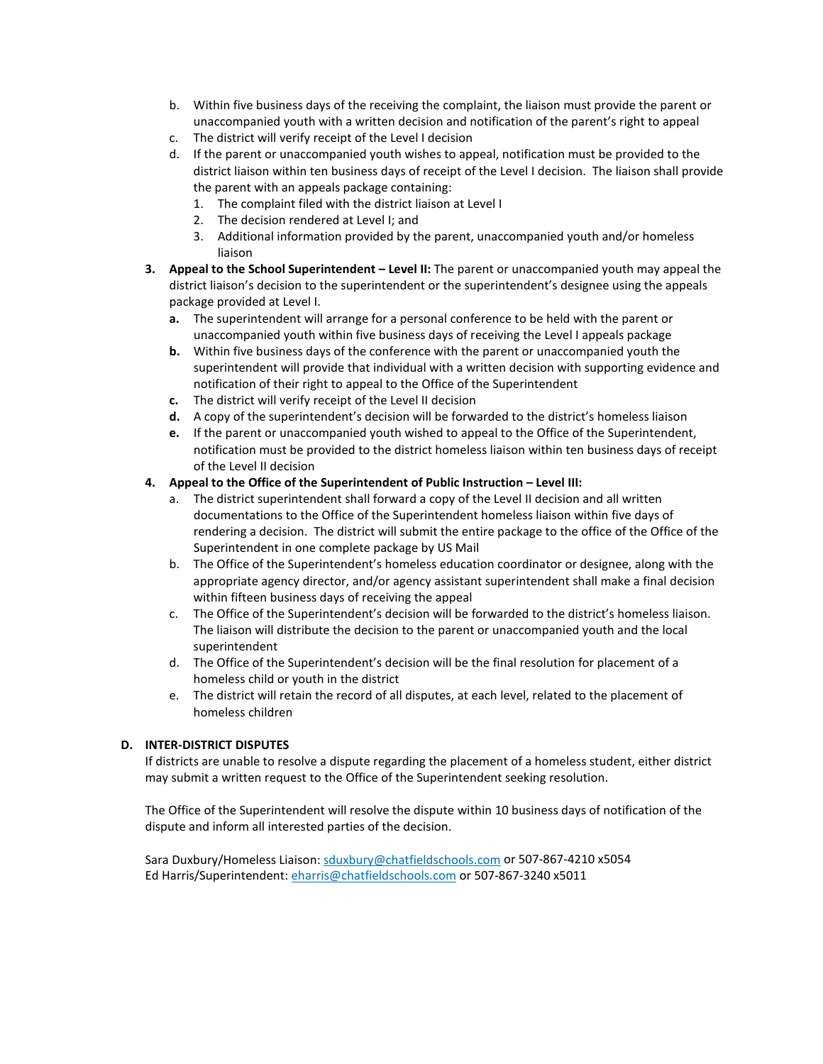b. Within five business days of the receiving the complaint, the liaison must provide the parent or unaccompanied youth with a written decision and notification of the parent's right to appeal
   c. The district will verify receipt of the Level I decision
   d. If the parent or unaccompanied youth wishes to appeal, notification must be provided to the district liaison within ten business days of receipt of the Level I decision. The liaison shall provide the parent with an appeals package containing:
      1. The complaint filed with the district liaison at Level I
      2. The decision rendered at Level I; and
      3. Additional information provided by the parent, unaccompanied youth and/or homeless liaison

3. **Appeal to the School Superintendent – Level II:** The parent or unaccompanied youth may appeal the district liaison's decision to the superintendent or the superintendent's designee using the appeals package provided at Level I.
   **a.** The superintendent will arrange for a personal conference to be held with the parent or unaccompanied youth within five business days of receiving the Level I appeals package
   **b.** Within five business days of the conference with the parent or unaccompanied youth the superintendent will provide that individual with a written decision with supporting evidence and notification of their right to appeal to the Office of the Superintendent
   **c.** The district will verify receipt of the Level II decision
   **d.** A copy of the superintendent's decision will be forwarded to the district's homeless liaison
   **e.** If the parent or unaccompanied youth wished to appeal to the Office of the Superintendent, notification must be provided to the district homeless liaison within ten business days of receipt of the Level II decision

4. **Appeal to the Office of the Superintendent of Public Instruction – Level III:**
   a. The district superintendent shall forward a copy of the Level II decision and all written documentations to the Office of the Superintendent homeless liaison within five days of rendering a decision. The district will submit the entire package to the office of the Office of the Superintendent in one complete package by US Mail
   b. The Office of the Superintendent's homeless education coordinator or designee, along with the appropriate agency director, and/or agency assistant superintendent shall make a final decision within fifteen business days of receiving the appeal
   c. The Office of the Superintendent's decision will be forwarded to the district's homeless liaison. The liaison will distribute the decision to the parent or unaccompanied youth and the local superintendent
   d. The Office of the Superintendent's decision will be the final resolution for placement of a homeless child or youth in the district
   e. The district will retain the record of all disputes, at each level, related to the placement of homeless children

**D. INTER-DISTRICT DISPUTES**

If districts are unable to resolve a dispute regarding the placement of a homeless student, either district may submit a written request to the Office of the Superintendent seeking resolution.

The Office of the Superintendent will resolve the dispute within 10 business days of notification of the dispute and inform all interested parties of the decision.

Sara Duxbury/Homeless Liaison: sduxbury@chatfieldschools.com or 507-867-4210 x5054
Ed Harris/Superintendent: eharris@chatfieldschools.com or 507-867-3240 x5011